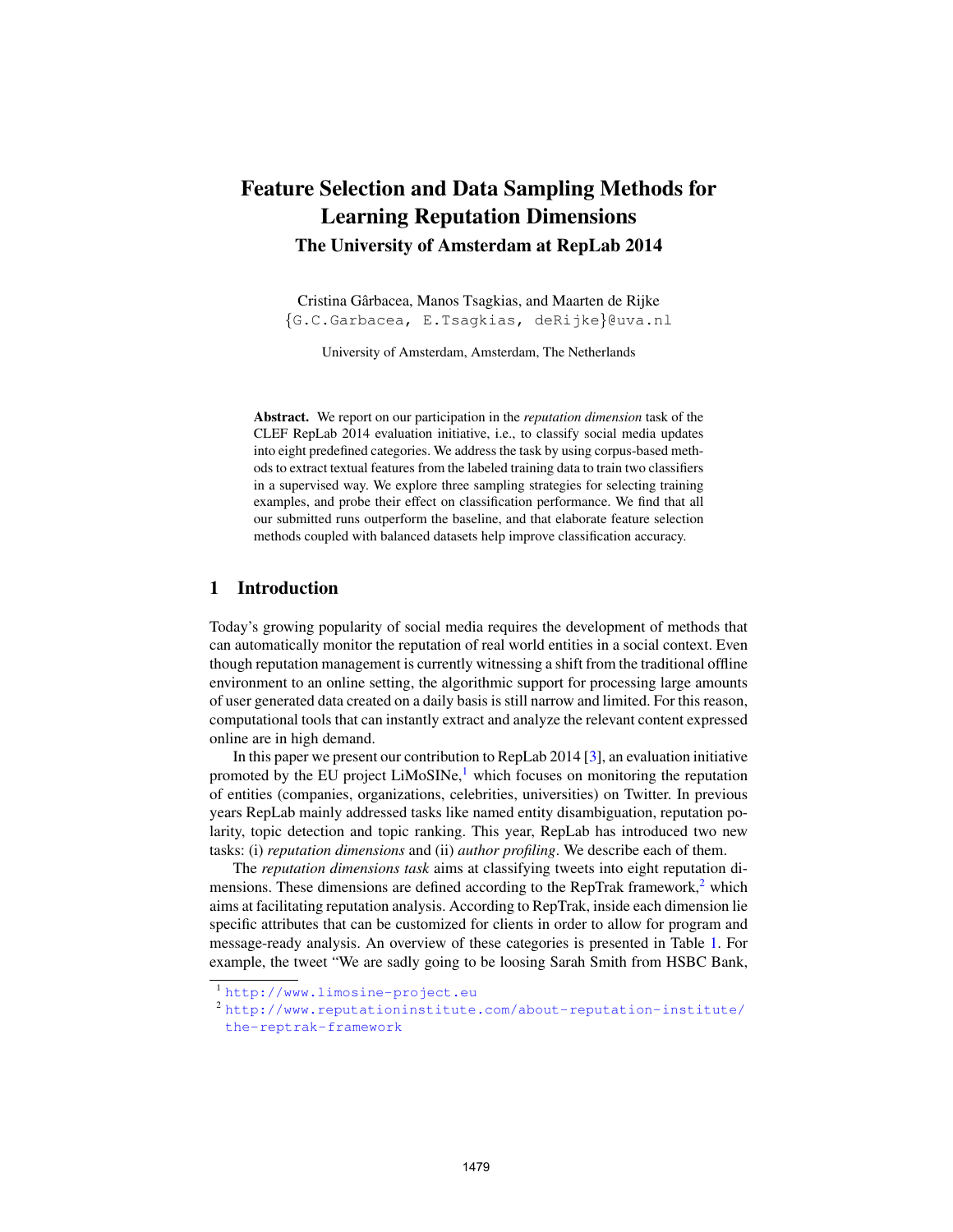# Feature Selection and Data Sampling Methods for Learning Reputation Dimensions

## The University of Amsterdam at RepLab 2014

Cristina Gârbacea, Manos Tsagkias, and Maarten de Rijke
{G.C.Garbacea, E.Tsagkias, deRijke}@uva.nl

University of Amsterdam, Amsterdam, The Netherlands

**Abstract.** We report on our participation in the *reputation dimension* task of the CLEF RepLab 2014 evaluation initiative, i.e., to classify social media updates into eight predefined categories. We address the task by using corpus-based methods to extract textual features from the labeled training data to train two classifiers in a supervised way. We explore three sampling strategies for selecting training examples, and probe their effect on classification performance. We find that all our submitted runs outperform the baseline, and that elaborate feature selection methods coupled with balanced datasets help improve classification accuracy.

## 1 Introduction

Today's growing popularity of social media requires the development of methods that can automatically monitor the reputation of real world entities in a social context. Even though reputation management is currently witnessing a shift from the traditional offline environment to an online setting, the algorithmic support for processing large amounts of user generated data created on a daily basis is still narrow and limited. For this reason, computational tools that can instantly extract and analyze the relevant content expressed online are in high demand.

In this paper we present our contribution to RepLab 2014 [3], an evaluation initiative promoted by the EU project LiMoSINe,[1] which focuses on monitoring the reputation of entities (companies, organizations, celebrities, universities) on Twitter. In previous years RepLab mainly addressed tasks like named entity disambiguation, reputation polarity, topic detection and topic ranking. This year, RepLab has introduced two new tasks: (i) *reputation dimensions* and (ii) *author profiling*. We describe each of them.

The *reputation dimensions task* aims at classifying tweets into eight reputation dimensions. These dimensions are defined according to the RepTrak framework,[2] which aims at facilitating reputation analysis. According to RepTrak, inside each dimension lie specific attributes that can be customized for clients in order to allow for program and message-ready analysis. An overview of these categories is presented in Table 1. For example, the tweet "We are sadly going to be loosing Sarah Smith from HSBC Bank,

---

[1] http://www.limosine-project.eu

[2] http://www.reputationinstitute.com/about-reputation-institute/the-reptrak-framework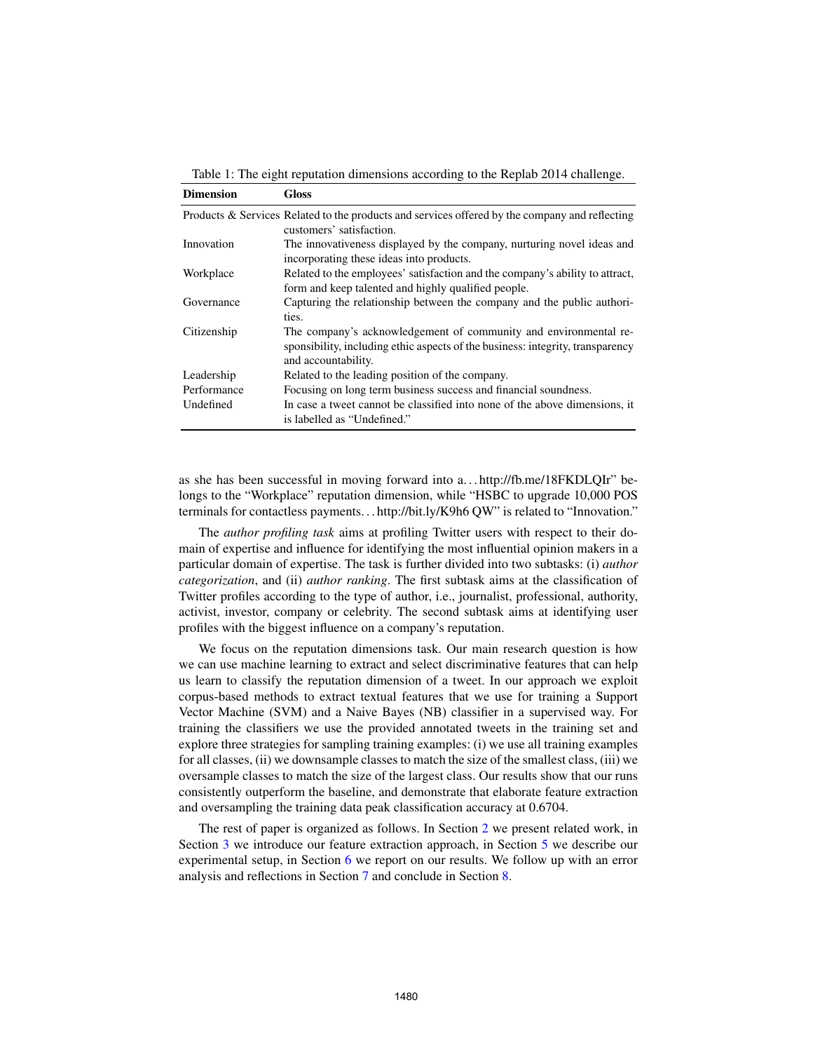Table 1: The eight reputation dimensions according to the Replab 2014 challenge.

| Dimension | Gloss |
|---|---|
| Products & Services | Related to the products and services offered by the company and reflecting customers' satisfaction. |
| Innovation | The innovativeness displayed by the company, nurturing novel ideas and incorporating these ideas into products. |
| Workplace | Related to the employees' satisfaction and the company's ability to attract, form and keep talented and highly qualified people. |
| Governance | Capturing the relationship between the company and the public authorities. |
| Citizenship | The company's acknowledgement of community and environmental responsibility, including ethic aspects of the business: integrity, transparency and accountability. |
| Leadership | Related to the leading position of the company. |
| Performance | Focusing on long term business success and financial soundness. |
| Undefined | In case a tweet cannot be classified into none of the above dimensions, it is labelled as "Undefined." |

as she has been successful in moving forward into a…http://fb.me/18FKDLQIr" belongs to the "Workplace" reputation dimension, while "HSBC to upgrade 10,000 POS terminals for contactless payments…http://bit.ly/K9h6 QW" is related to "Innovation."

The *author profiling task* aims at profiling Twitter users with respect to their domain of expertise and influence for identifying the most influential opinion makers in a particular domain of expertise. The task is further divided into two subtasks: (i) *author categorization*, and (ii) *author ranking*. The first subtask aims at the classification of Twitter profiles according to the type of author, i.e., journalist, professional, authority, activist, investor, company or celebrity. The second subtask aims at identifying user profiles with the biggest influence on a company's reputation.

We focus on the reputation dimensions task. Our main research question is how we can use machine learning to extract and select discriminative features that can help us learn to classify the reputation dimension of a tweet. In our approach we exploit corpus-based methods to extract textual features that we use for training a Support Vector Machine (SVM) and a Naive Bayes (NB) classifier in a supervised way. For training the classifiers we use the provided annotated tweets in the training set and explore three strategies for sampling training examples: (i) we use all training examples for all classes, (ii) we downsample classes to match the size of the smallest class, (iii) we oversample classes to match the size of the largest class. Our results show that our runs consistently outperform the baseline, and demonstrate that elaborate feature extraction and oversampling the training data peak classification accuracy at 0.6704.

The rest of paper is organized as follows. In Section 2 we present related work, in Section 3 we introduce our feature extraction approach, in Section 5 we describe our experimental setup, in Section 6 we report on our results. We follow up with an error analysis and reflections in Section 7 and conclude in Section 8.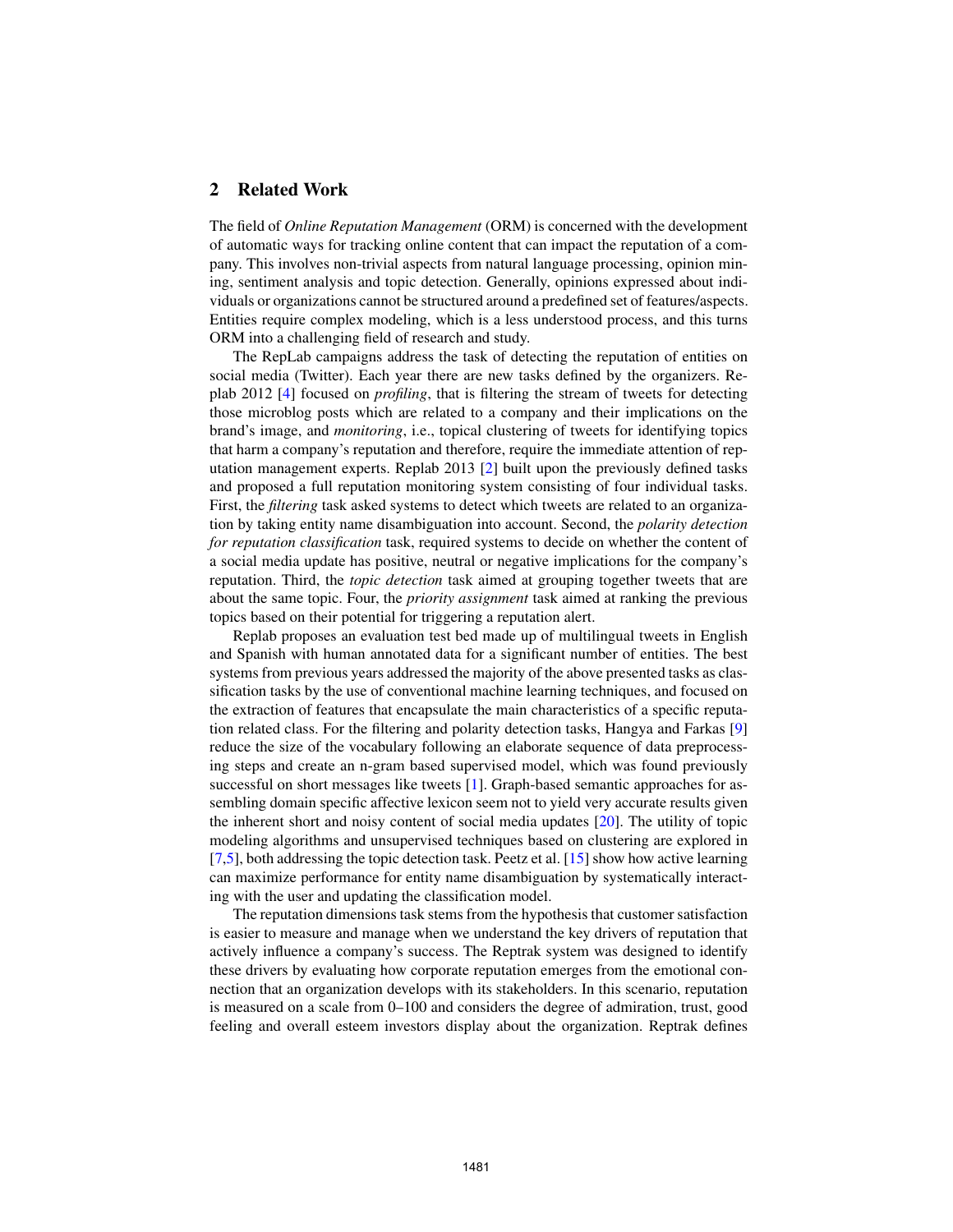## 2 Related Work

The field of *Online Reputation Management* (ORM) is concerned with the development of automatic ways for tracking online content that can impact the reputation of a company. This involves non-trivial aspects from natural language processing, opinion mining, sentiment analysis and topic detection. Generally, opinions expressed about individuals or organizations cannot be structured around a predefined set of features/aspects. Entities require complex modeling, which is a less understood process, and this turns ORM into a challenging field of research and study.

The RepLab campaigns address the task of detecting the reputation of entities on social media (Twitter). Each year there are new tasks defined by the organizers. Replab 2012 [4] focused on *profiling*, that is filtering the stream of tweets for detecting those microblog posts which are related to a company and their implications on the brand's image, and *monitoring*, i.e., topical clustering of tweets for identifying topics that harm a company's reputation and therefore, require the immediate attention of reputation management experts. Replab 2013 [2] built upon the previously defined tasks and proposed a full reputation monitoring system consisting of four individual tasks. First, the *filtering* task asked systems to detect which tweets are related to an organization by taking entity name disambiguation into account. Second, the *polarity detection for reputation classification* task, required systems to decide on whether the content of a social media update has positive, neutral or negative implications for the company's reputation. Third, the *topic detection* task aimed at grouping together tweets that are about the same topic. Four, the *priority assignment* task aimed at ranking the previous topics based on their potential for triggering a reputation alert.

Replab proposes an evaluation test bed made up of multilingual tweets in English and Spanish with human annotated data for a significant number of entities. The best systems from previous years addressed the majority of the above presented tasks as classification tasks by the use of conventional machine learning techniques, and focused on the extraction of features that encapsulate the main characteristics of a specific reputation related class. For the filtering and polarity detection tasks, Hangya and Farkas [9] reduce the size of the vocabulary following an elaborate sequence of data preprocessing steps and create an n-gram based supervised model, which was found previously successful on short messages like tweets [1]. Graph-based semantic approaches for assembling domain specific affective lexicon seem not to yield very accurate results given the inherent short and noisy content of social media updates [20]. The utility of topic modeling algorithms and unsupervised techniques based on clustering are explored in [7,5], both addressing the topic detection task. Peetz et al. [15] show how active learning can maximize performance for entity name disambiguation by systematically interacting with the user and updating the classification model.

The reputation dimensions task stems from the hypothesis that customer satisfaction is easier to measure and manage when we understand the key drivers of reputation that actively influence a company's success. The Reptrak system was designed to identify these drivers by evaluating how corporate reputation emerges from the emotional connection that an organization develops with its stakeholders. In this scenario, reputation is measured on a scale from 0–100 and considers the degree of admiration, trust, good feeling and overall esteem investors display about the organization. Reptrak defines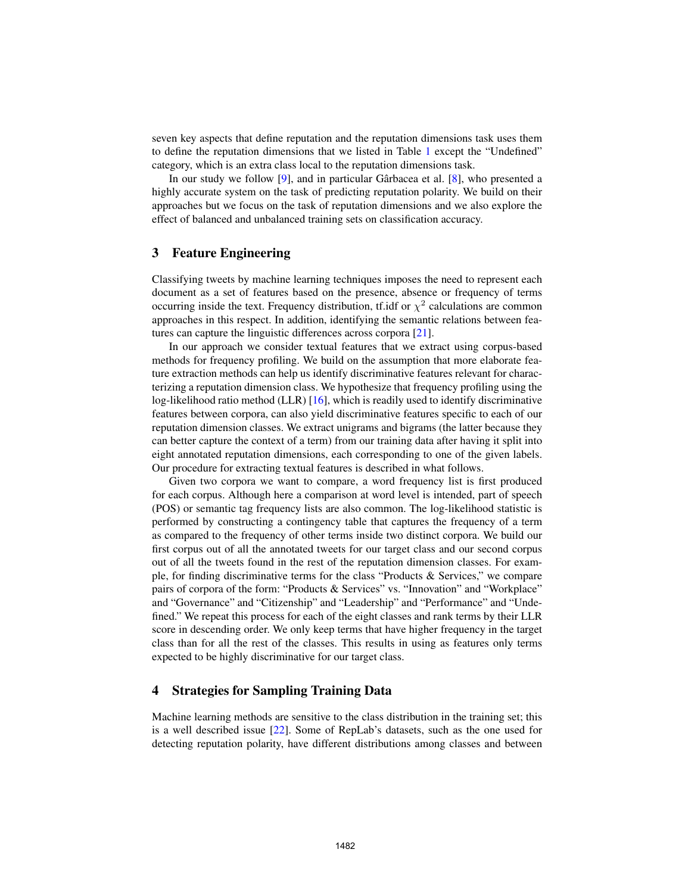seven key aspects that define reputation and the reputation dimensions task uses them to define the reputation dimensions that we listed in Table 1 except the "Undefined" category, which is an extra class local to the reputation dimensions task.

In our study we follow [9], and in particular Gârbacea et al. [8], who presented a highly accurate system on the task of predicting reputation polarity. We build on their approaches but we focus on the task of reputation dimensions and we also explore the effect of balanced and unbalanced training sets on classification accuracy.

## 3 Feature Engineering

Classifying tweets by machine learning techniques imposes the need to represent each document as a set of features based on the presence, absence or frequency of terms occurring inside the text. Frequency distribution, tf.idf or $\chi^2$ calculations are common approaches in this respect. In addition, identifying the semantic relations between features can capture the linguistic differences across corpora [21].

In our approach we consider textual features that we extract using corpus-based methods for frequency profiling. We build on the assumption that more elaborate feature extraction methods can help us identify discriminative features relevant for characterizing a reputation dimension class. We hypothesize that frequency profiling using the log-likelihood ratio method (LLR) [16], which is readily used to identify discriminative features between corpora, can also yield discriminative features specific to each of our reputation dimension classes. We extract unigrams and bigrams (the latter because they can better capture the context of a term) from our training data after having it split into eight annotated reputation dimensions, each corresponding to one of the given labels. Our procedure for extracting textual features is described in what follows.

Given two corpora we want to compare, a word frequency list is first produced for each corpus. Although here a comparison at word level is intended, part of speech (POS) or semantic tag frequency lists are also common. The log-likelihood statistic is performed by constructing a contingency table that captures the frequency of a term as compared to the frequency of other terms inside two distinct corpora. We build our first corpus out of all the annotated tweets for our target class and our second corpus out of all the tweets found in the rest of the reputation dimension classes. For example, for finding discriminative terms for the class "Products & Services," we compare pairs of corpora of the form: "Products & Services" vs. "Innovation" and "Workplace" and "Governance" and "Citizenship" and "Leadership" and "Performance" and "Undefined." We repeat this process for each of the eight classes and rank terms by their LLR score in descending order. We only keep terms that have higher frequency in the target class than for all the rest of the classes. This results in using as features only terms expected to be highly discriminative for our target class.

## 4 Strategies for Sampling Training Data

Machine learning methods are sensitive to the class distribution in the training set; this is a well described issue [22]. Some of RepLab's datasets, such as the one used for detecting reputation polarity, have different distributions among classes and between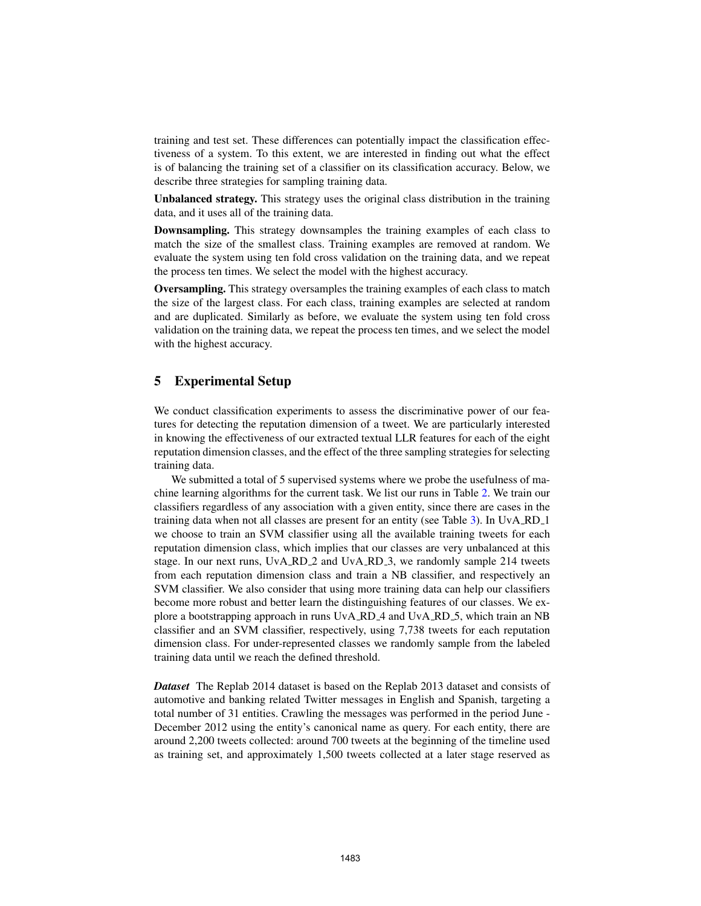training and test set. These differences can potentially impact the classification effectiveness of a system. To this extent, we are interested in finding out what the effect is of balancing the training set of a classifier on its classification accuracy. Below, we describe three strategies for sampling training data.

**Unbalanced strategy.** This strategy uses the original class distribution in the training data, and it uses all of the training data.

**Downsampling.** This strategy downsamples the training examples of each class to match the size of the smallest class. Training examples are removed at random. We evaluate the system using ten fold cross validation on the training data, and we repeat the process ten times. We select the model with the highest accuracy.

**Oversampling.** This strategy oversamples the training examples of each class to match the size of the largest class. For each class, training examples are selected at random and are duplicated. Similarly as before, we evaluate the system using ten fold cross validation on the training data, we repeat the process ten times, and we select the model with the highest accuracy.

## 5 Experimental Setup

We conduct classification experiments to assess the discriminative power of our features for detecting the reputation dimension of a tweet. We are particularly interested in knowing the effectiveness of our extracted textual LLR features for each of the eight reputation dimension classes, and the effect of the three sampling strategies for selecting training data.

We submitted a total of 5 supervised systems where we probe the usefulness of machine learning algorithms for the current task. We list our runs in Table 2. We train our classifiers regardless of any association with a given entity, since there are cases in the training data when not all classes are present for an entity (see Table 3). In UvA_RD_1 we choose to train an SVM classifier using all the available training tweets for each reputation dimension class, which implies that our classes are very unbalanced at this stage. In our next runs, UvA_RD_2 and UvA_RD_3, we randomly sample 214 tweets from each reputation dimension class and train a NB classifier, and respectively an SVM classifier. We also consider that using more training data can help our classifiers become more robust and better learn the distinguishing features of our classes. We explore a bootstrapping approach in runs UvA_RD_4 and UvA_RD_5, which train an NB classifier and an SVM classifier, respectively, using 7,738 tweets for each reputation dimension class. For under-represented classes we randomly sample from the labeled training data until we reach the defined threshold.

***Dataset*** The Replab 2014 dataset is based on the Replab 2013 dataset and consists of automotive and banking related Twitter messages in English and Spanish, targeting a total number of 31 entities. Crawling the messages was performed in the period June - December 2012 using the entity's canonical name as query. For each entity, there are around 2,200 tweets collected: around 700 tweets at the beginning of the timeline used as training set, and approximately 1,500 tweets collected at a later stage reserved as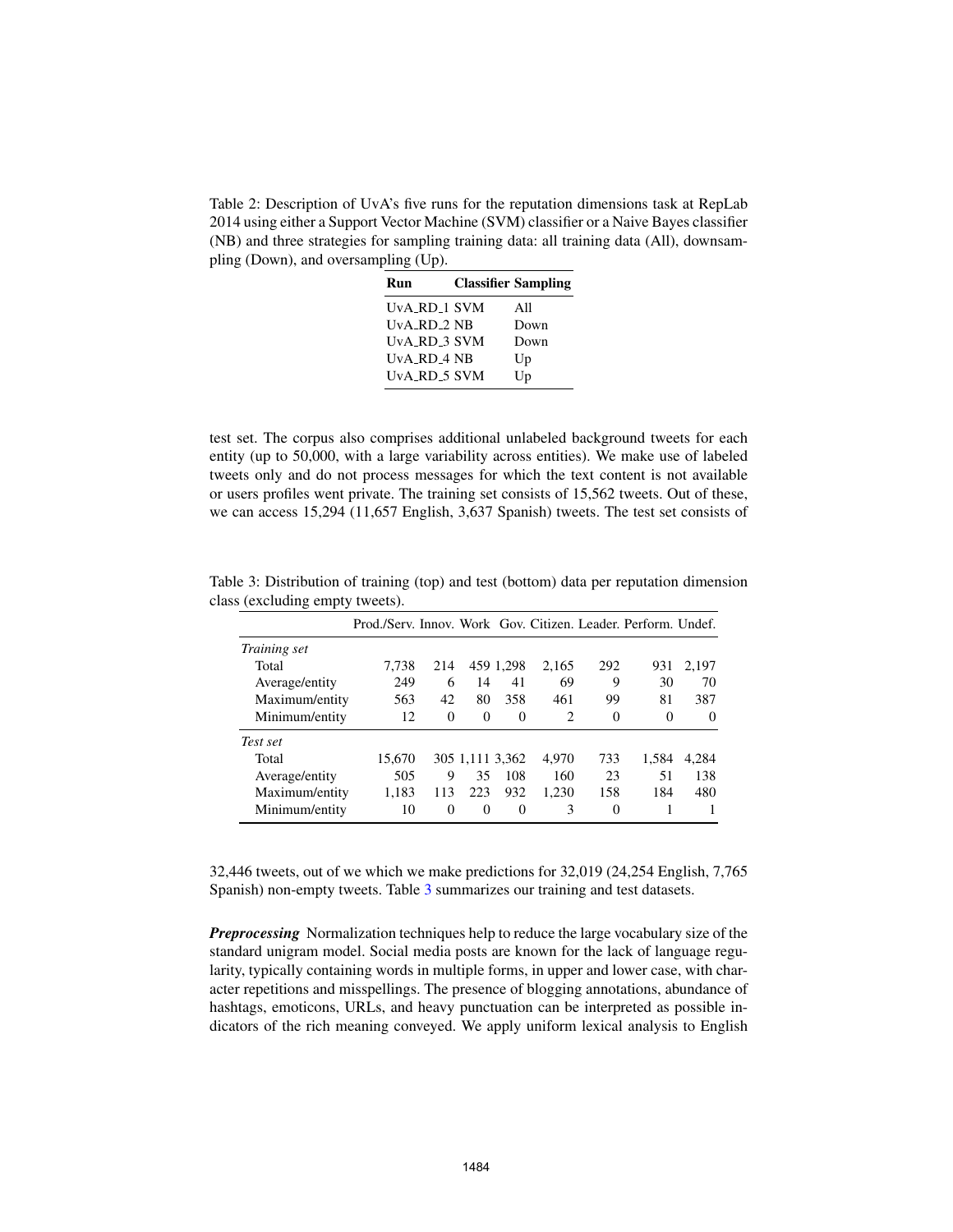Table 2: Description of UvA's five runs for the reputation dimensions task at RepLab 2014 using either a Support Vector Machine (SVM) classifier or a Naive Bayes classifier (NB) and three strategies for sampling training data: all training data (All), downsampling (Down), and oversampling (Up).

| Run | Classifier | Sampling |
|---|---|---|
| UvA_RD_1 | SVM | All |
| UvA_RD_2 | NB | Down |
| UvA_RD_3 | SVM | Down |
| UvA_RD_4 | NB | Up |
| UvA_RD_5 | SVM | Up |

test set. The corpus also comprises additional unlabeled background tweets for each entity (up to 50,000, with a large variability across entities). We make use of labeled tweets only and do not process messages for which the text content is not available or users profiles went private. The training set consists of 15,562 tweets. Out of these, we can access 15,294 (11,657 English, 3,637 Spanish) tweets. The test set consists of

Table 3: Distribution of training (top) and test (bottom) data per reputation dimension class (excluding empty tweets).

| | Prod./Serv. | Innov. | Work | Gov. | Citizen. | Leader. | Perform. | Undef. |
|---|---|---|---|---|---|---|---|---|
| *Training set* | | | | | | | | |
| Total | 7,738 | 214 | 459 | 1,298 | 2,165 | 292 | 931 | 2,197 |
| Average/entity | 249 | 6 | 14 | 41 | 69 | 9 | 30 | 70 |
| Maximum/entity | 563 | 42 | 80 | 358 | 461 | 99 | 81 | 387 |
| Minimum/entity | 12 | 0 | 0 | 0 | 2 | 0 | 0 | 0 |
| *Test set* | | | | | | | | |
| Total | 15,670 | 305 | 1,111 | 3,362 | 4,970 | 733 | 1,584 | 4,284 |
| Average/entity | 505 | 9 | 35 | 108 | 160 | 23 | 51 | 138 |
| Maximum/entity | 1,183 | 113 | 223 | 932 | 1,230 | 158 | 184 | 480 |
| Minimum/entity | 10 | 0 | 0 | 0 | 3 | 0 | 1 | 1 |

32,446 tweets, out of we which we make predictions for 32,019 (24,254 English, 7,765 Spanish) non-empty tweets. Table 3 summarizes our training and test datasets.

***Preprocessing*** Normalization techniques help to reduce the large vocabulary size of the standard unigram model. Social media posts are known for the lack of language regularity, typically containing words in multiple forms, in upper and lower case, with character repetitions and misspellings. The presence of blogging annotations, abundance of hashtags, emoticons, URLs, and heavy punctuation can be interpreted as possible indicators of the rich meaning conveyed. We apply uniform lexical analysis to English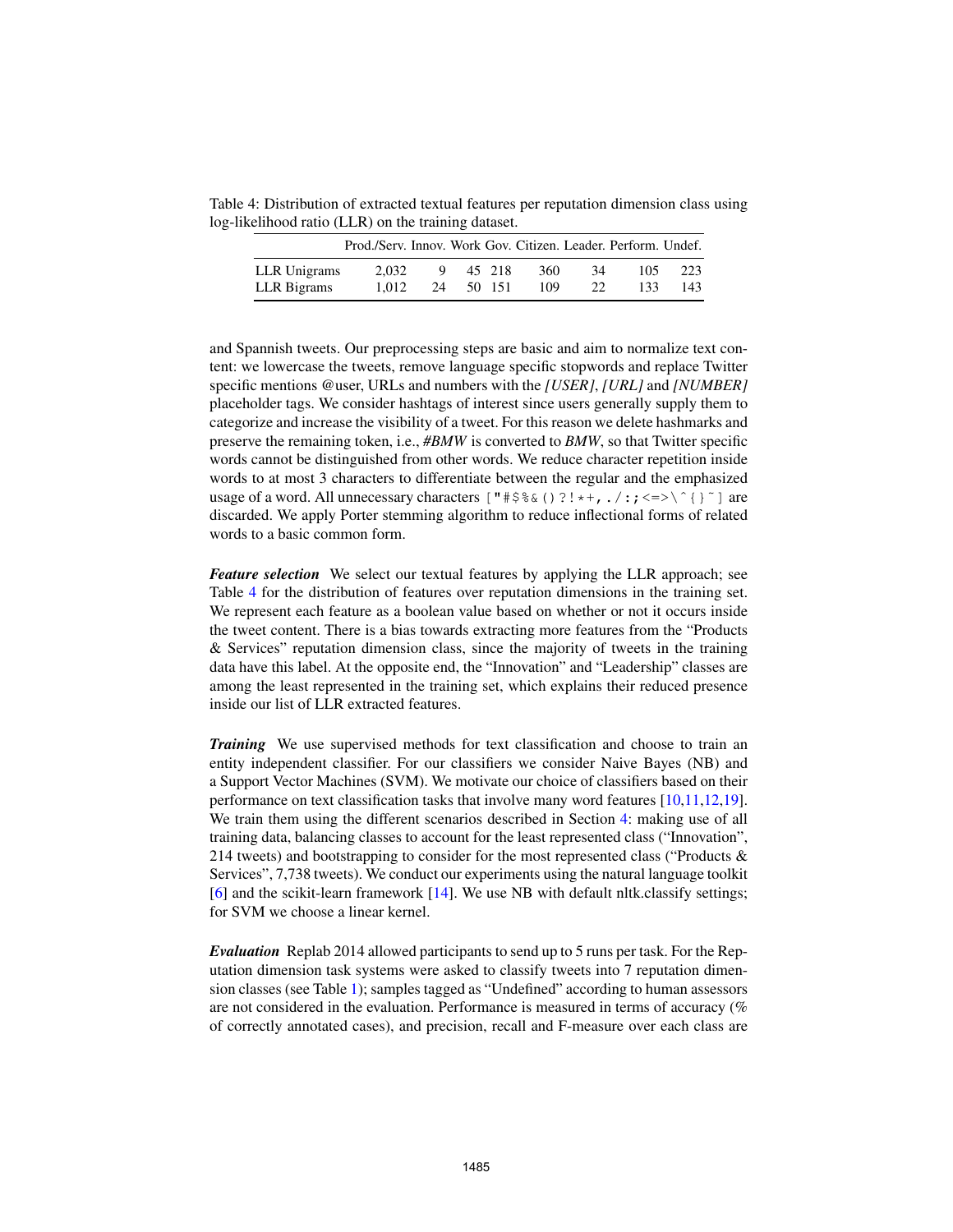Table 4: Distribution of extracted textual features per reputation dimension class using log-likelihood ratio (LLR) on the training dataset.

| | Prod./Serv. | Innov. | Work | Gov. | Citizen. | Leader. | Perform. | Undef. |
|---|---|---|---|---|---|---|---|---|
| LLR Unigrams | 2,032 | 9 | 45 | 218 | 360 | 34 | 105 | 223 |
| LLR Bigrams | 1,012 | 24 | 50 | 151 | 109 | 22 | 133 | 143 |

and Spannish tweets. Our preprocessing steps are basic and aim to normalize text content: we lowercase the tweets, remove language specific stopwords and replace Twitter specific mentions @user, URLs and numbers with the *[USER]*, *[URL]* and *[NUMBER]* placeholder tags. We consider hashtags of interest since users generally supply them to categorize and increase the visibility of a tweet. For this reason we delete hashmarks and preserve the remaining token, i.e., *#BMW* is converted to *BMW*, so that Twitter specific words cannot be distinguished from other words. We reduce character repetition inside words to at most 3 characters to differentiate between the regular and the emphasized usage of a word. All unnecessary characters `["#$%&()?!*+,./:;<=>\^{}~]` are discarded. We apply Porter stemming algorithm to reduce inflectional forms of related words to a basic common form.

***Feature selection*** We select our textual features by applying the LLR approach; see Table 4 for the distribution of features over reputation dimensions in the training set. We represent each feature as a boolean value based on whether or not it occurs inside the tweet content. There is a bias towards extracting more features from the "Products & Services" reputation dimension class, since the majority of tweets in the training data have this label. At the opposite end, the "Innovation" and "Leadership" classes are among the least represented in the training set, which explains their reduced presence inside our list of LLR extracted features.

***Training*** We use supervised methods for text classification and choose to train an entity independent classifier. For our classifiers we consider Naive Bayes (NB) and a Support Vector Machines (SVM). We motivate our choice of classifiers based on their performance on text classification tasks that involve many word features [10,11,12,19]. We train them using the different scenarios described in Section 4: making use of all training data, balancing classes to account for the least represented class ("Innovation", 214 tweets) and bootstrapping to consider for the most represented class ("Products & Services", 7,738 tweets). We conduct our experiments using the natural language toolkit [6] and the scikit-learn framework [14]. We use NB with default nltk.classify settings; for SVM we choose a linear kernel.

***Evaluation*** Replab 2014 allowed participants to send up to 5 runs per task. For the Reputation dimension task systems were asked to classify tweets into 7 reputation dimension classes (see Table 1); samples tagged as "Undefined" according to human assessors are not considered in the evaluation. Performance is measured in terms of accuracy (% of correctly annotated cases), and precision, recall and F-measure over each class are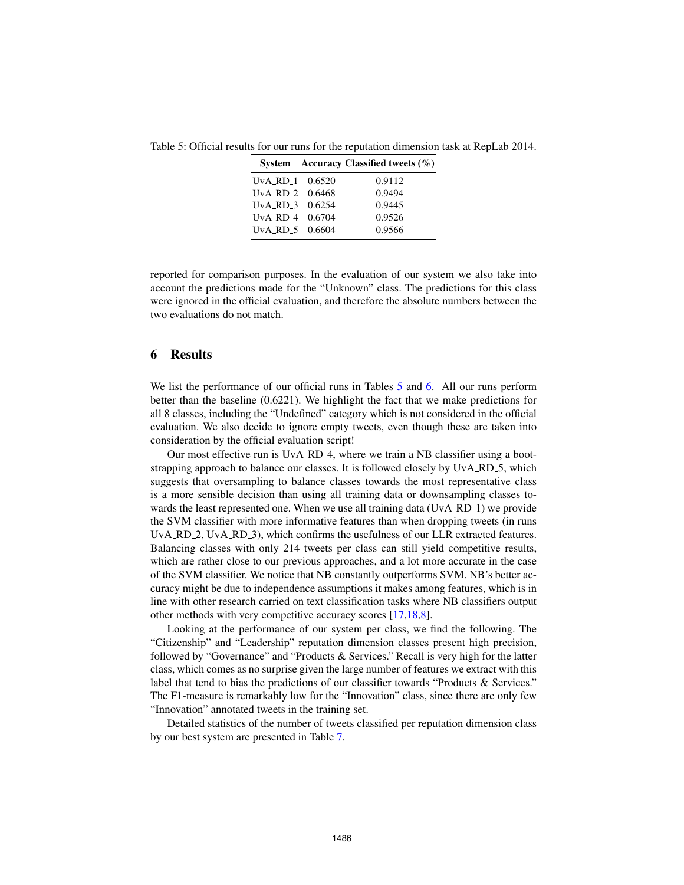Table 5: Official results for our runs for the reputation dimension task at RepLab 2014.

| System | Accuracy | Classified tweets (%) |
|---|---|---|
| UvA_RD_1 | 0.6520 | 0.9112 |
| UvA_RD_2 | 0.6468 | 0.9494 |
| UvA_RD_3 | 0.6254 | 0.9445 |
| UvA_RD_4 | 0.6704 | 0.9526 |
| UvA_RD_5 | 0.6604 | 0.9566 |

reported for comparison purposes. In the evaluation of our system we also take into account the predictions made for the "Unknown" class. The predictions for this class were ignored in the official evaluation, and therefore the absolute numbers between the two evaluations do not match.

## 6 Results

We list the performance of our official runs in Tables 5 and 6. All our runs perform better than the baseline (0.6221). We highlight the fact that we make predictions for all 8 classes, including the "Undefined" category which is not considered in the official evaluation. We also decide to ignore empty tweets, even though these are taken into consideration by the official evaluation script!

Our most effective run is UvA_RD_4, where we train a NB classifier using a bootstrapping approach to balance our classes. It is followed closely by UvA_RD_5, which suggests that oversampling to balance classes towards the most representative class is a more sensible decision than using all training data or downsampling classes towards the least represented one. When we use all training data (UvA_RD_1) we provide the SVM classifier with more informative features than when dropping tweets (in runs UvA_RD_2, UvA_RD_3), which confirms the usefulness of our LLR extracted features. Balancing classes with only 214 tweets per class can still yield competitive results, which are rather close to our previous approaches, and a lot more accurate in the case of the SVM classifier. We notice that NB constantly outperforms SVM. NB's better accuracy might be due to independence assumptions it makes among features, which is in line with other research carried on text classification tasks where NB classifiers output other methods with very competitive accuracy scores [17,18,8].

Looking at the performance of our system per class, we find the following. The "Citizenship" and "Leadership" reputation dimension classes present high precision, followed by "Governance" and "Products & Services." Recall is very high for the latter class, which comes as no surprise given the large number of features we extract with this label that tend to bias the predictions of our classifier towards "Products & Services." The F1-measure is remarkably low for the "Innovation" class, since there are only few "Innovation" annotated tweets in the training set.

Detailed statistics of the number of tweets classified per reputation dimension class by our best system are presented in Table 7.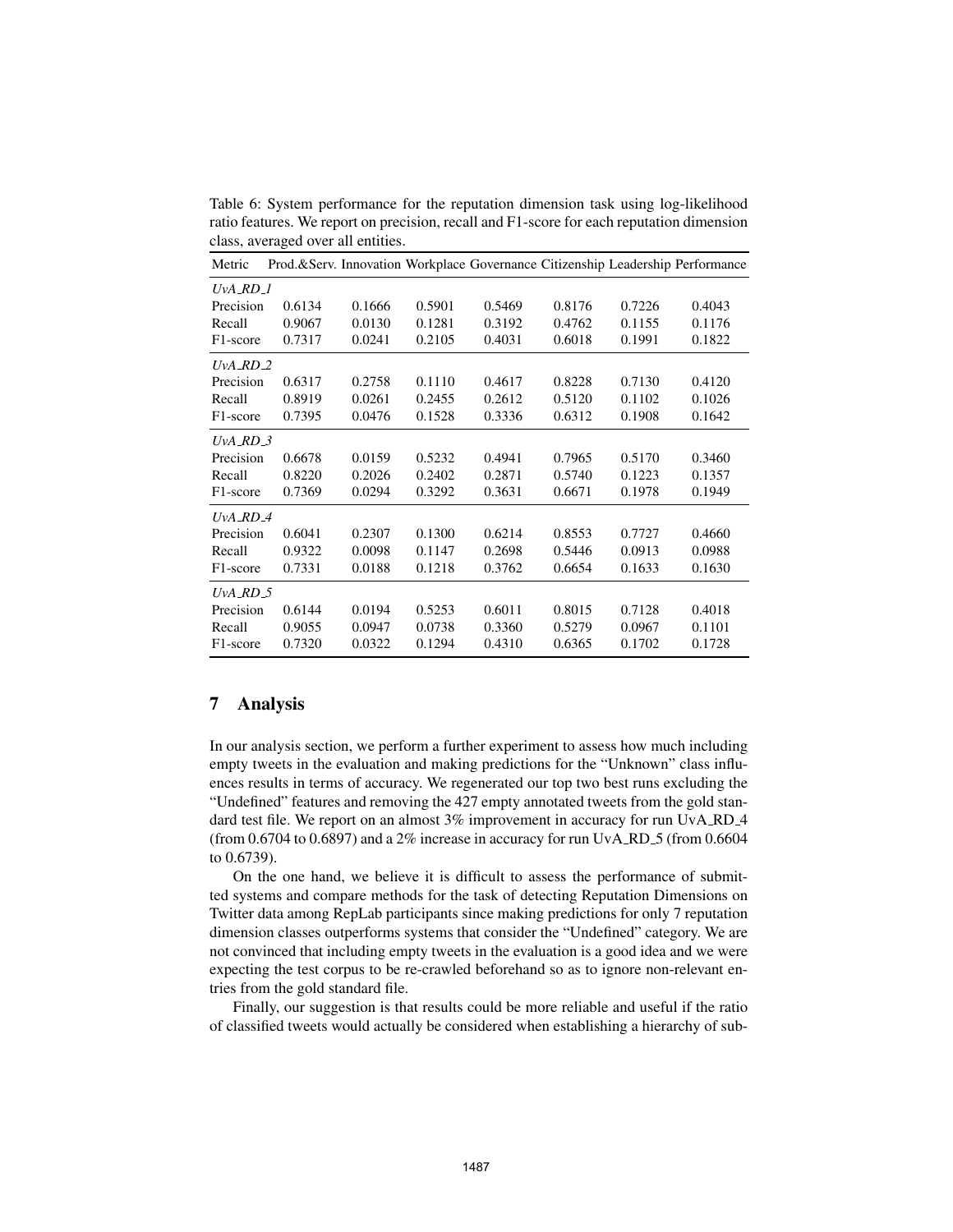Table 6: System performance for the reputation dimension task using log-likelihood ratio features. We report on precision, recall and F1-score for each reputation dimension class, averaged over all entities.

| Metric | Prod.&Serv. | Innovation | Workplace | Governance | Citizenship | Leadership | Performance |
|---|---|---|---|---|---|---|---|
| *UvA_RD_1* | | | | | | | |
| Precision | 0.6134 | 0.1666 | 0.5901 | 0.5469 | 0.8176 | 0.7226 | 0.4043 |
| Recall | 0.9067 | 0.0130 | 0.1281 | 0.3192 | 0.4762 | 0.1155 | 0.1176 |
| F1-score | 0.7317 | 0.0241 | 0.2105 | 0.4031 | 0.6018 | 0.1991 | 0.1822 |
| *UvA_RD_2* | | | | | | | |
| Precision | 0.6317 | 0.2758 | 0.1110 | 0.4617 | 0.8228 | 0.7130 | 0.4120 |
| Recall | 0.8919 | 0.0261 | 0.2455 | 0.2612 | 0.5120 | 0.1102 | 0.1026 |
| F1-score | 0.7395 | 0.0476 | 0.1528 | 0.3336 | 0.6312 | 0.1908 | 0.1642 |
| *UvA_RD_3* | | | | | | | |
| Precision | 0.6678 | 0.0159 | 0.5232 | 0.4941 | 0.7965 | 0.5170 | 0.3460 |
| Recall | 0.8220 | 0.2026 | 0.2402 | 0.2871 | 0.5740 | 0.1223 | 0.1357 |
| F1-score | 0.7369 | 0.0294 | 0.3292 | 0.3631 | 0.6671 | 0.1978 | 0.1949 |
| *UvA_RD_4* | | | | | | | |
| Precision | 0.6041 | 0.2307 | 0.1300 | 0.6214 | 0.8553 | 0.7727 | 0.4660 |
| Recall | 0.9322 | 0.0098 | 0.1147 | 0.2698 | 0.5446 | 0.0913 | 0.0988 |
| F1-score | 0.7331 | 0.0188 | 0.1218 | 0.3762 | 0.6654 | 0.1633 | 0.1630 |
| *UvA_RD_5* | | | | | | | |
| Precision | 0.6144 | 0.0194 | 0.5253 | 0.6011 | 0.8015 | 0.7128 | 0.4018 |
| Recall | 0.9055 | 0.0947 | 0.0738 | 0.3360 | 0.5279 | 0.0967 | 0.1101 |
| F1-score | 0.7320 | 0.0322 | 0.1294 | 0.4310 | 0.6365 | 0.1702 | 0.1728 |

## 7 Analysis

In our analysis section, we perform a further experiment to assess how much including empty tweets in the evaluation and making predictions for the "Unknown" class influences results in terms of accuracy. We regenerated our top two best runs excluding the "Undefined" features and removing the 427 empty annotated tweets from the gold standard test file. We report on an almost 3% improvement in accuracy for run UvA_RD_4 (from 0.6704 to 0.6897) and a 2% increase in accuracy for run UvA_RD_5 (from 0.6604 to 0.6739).

On the one hand, we believe it is difficult to assess the performance of submitted systems and compare methods for the task of detecting Reputation Dimensions on Twitter data among RepLab participants since making predictions for only 7 reputation dimension classes outperforms systems that consider the "Undefined" category. We are not convinced that including empty tweets in the evaluation is a good idea and we were expecting the test corpus to be re-crawled beforehand so as to ignore non-relevant entries from the gold standard file.

Finally, our suggestion is that results could be more reliable and useful if the ratio of classified tweets would actually be considered when establishing a hierarchy of sub-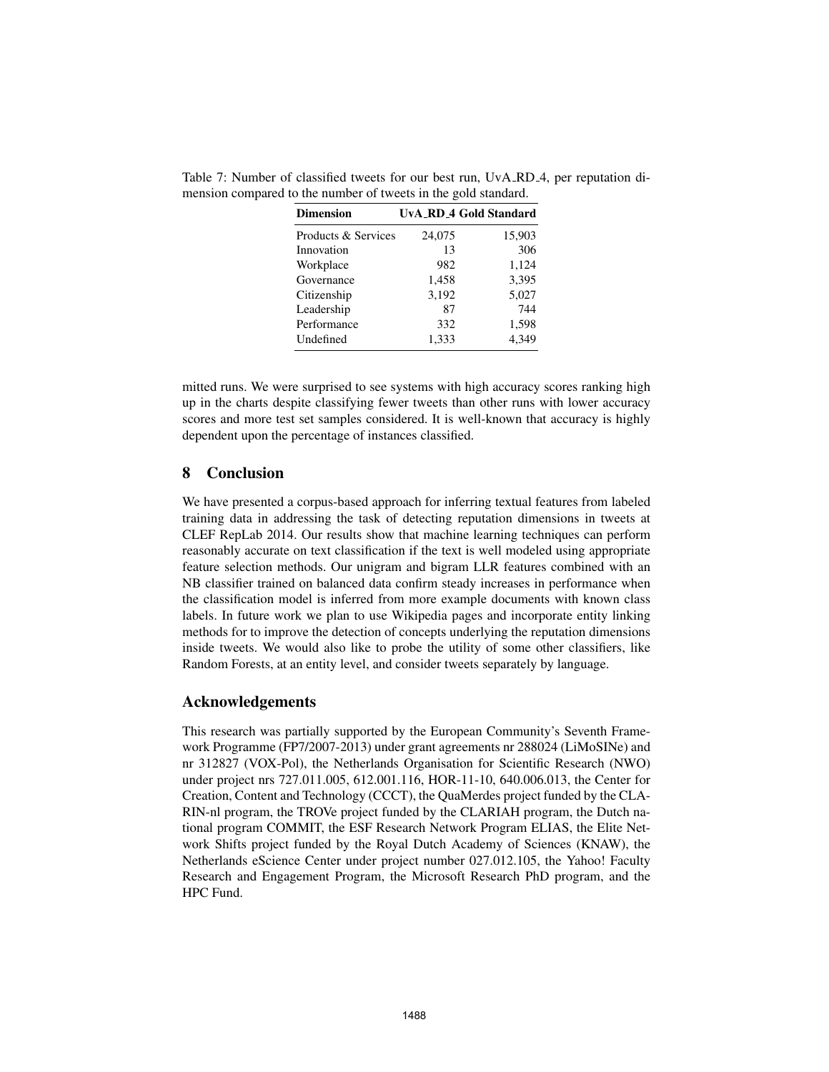Table 7: Number of classified tweets for our best run, UvA_RD_4, per reputation dimension compared to the number of tweets in the gold standard.

| Dimension | UvA_RD_4 | Gold Standard |
|---|---|---|
| Products & Services | 24,075 | 15,903 |
| Innovation | 13 | 306 |
| Workplace | 982 | 1,124 |
| Governance | 1,458 | 3,395 |
| Citizenship | 3,192 | 5,027 |
| Leadership | 87 | 744 |
| Performance | 332 | 1,598 |
| Undefined | 1,333 | 4,349 |

mitted runs. We were surprised to see systems with high accuracy scores ranking high up in the charts despite classifying fewer tweets than other runs with lower accuracy scores and more test set samples considered. It is well-known that accuracy is highly dependent upon the percentage of instances classified.

## 8 Conclusion

We have presented a corpus-based approach for inferring textual features from labeled training data in addressing the task of detecting reputation dimensions in tweets at CLEF RepLab 2014. Our results show that machine learning techniques can perform reasonably accurate on text classification if the text is well modeled using appropriate feature selection methods. Our unigram and bigram LLR features combined with an NB classifier trained on balanced data confirm steady increases in performance when the classification model is inferred from more example documents with known class labels. In future work we plan to use Wikipedia pages and incorporate entity linking methods for to improve the detection of concepts underlying the reputation dimensions inside tweets. We would also like to probe the utility of some other classifiers, like Random Forests, at an entity level, and consider tweets separately by language.

## Acknowledgements

This research was partially supported by the European Community's Seventh Framework Programme (FP7/2007-2013) under grant agreements nr 288024 (LiMoSINe) and nr 312827 (VOX-Pol), the Netherlands Organisation for Scientific Research (NWO) under project nrs 727.011.005, 612.001.116, HOR-11-10, 640.006.013, the Center for Creation, Content and Technology (CCCT), the QuaMerdes project funded by the CLARIN-nl program, the TROVe project funded by the CLARIAH program, the Dutch national program COMMIT, the ESF Research Network Program ELIAS, the Elite Network Shifts project funded by the Royal Dutch Academy of Sciences (KNAW), the Netherlands eScience Center under project number 027.012.105, the Yahoo! Faculty Research and Engagement Program, the Microsoft Research PhD program, and the HPC Fund.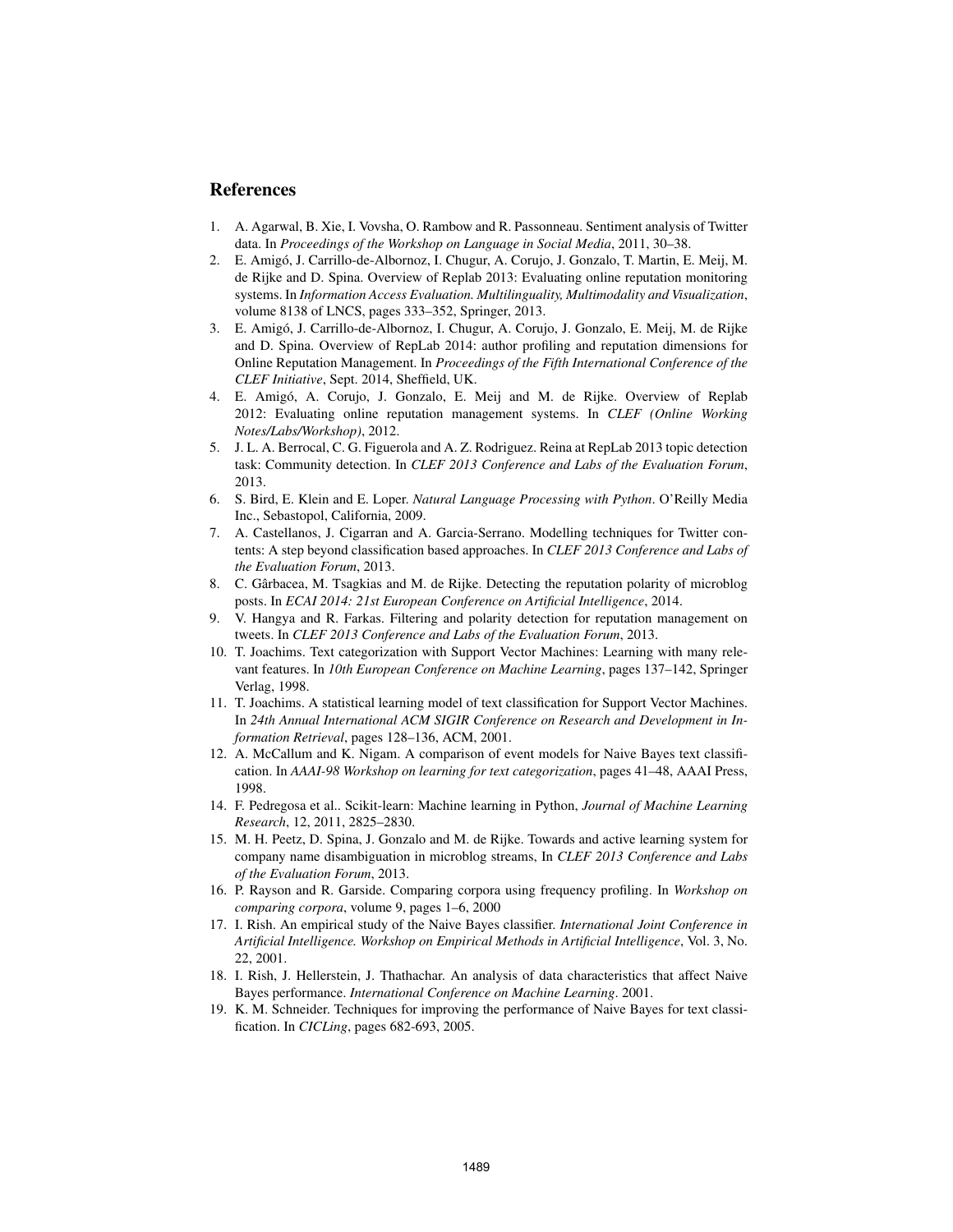## References

1. A. Agarwal, B. Xie, I. Vovsha, O. Rambow and R. Passonneau. Sentiment analysis of Twitter data. In *Proceedings of the Workshop on Language in Social Media*, 2011, 30–38.
2. E. Amigó, J. Carrillo-de-Albornoz, I. Chugur, A. Corujo, J. Gonzalo, T. Martin, E. Meij, M. de Rijke and D. Spina. Overview of Replab 2013: Evaluating online reputation monitoring systems. In *Information Access Evaluation. Multilinguality, Multimodality and Visualization*, volume 8138 of LNCS, pages 333–352, Springer, 2013.
3. E. Amigó, J. Carrillo-de-Albornoz, I. Chugur, A. Corujo, J. Gonzalo, E. Meij, M. de Rijke and D. Spina. Overview of RepLab 2014: author profiling and reputation dimensions for Online Reputation Management. In *Proceedings of the Fifth International Conference of the CLEF Initiative*, Sept. 2014, Sheffield, UK.
4. E. Amigó, A. Corujo, J. Gonzalo, E. Meij and M. de Rijke. Overview of Replab 2012: Evaluating online reputation management systems. In *CLEF (Online Working Notes/Labs/Workshop)*, 2012.
5. J. L. A. Berrocal, C. G. Figuerola and A. Z. Rodriguez. Reina at RepLab 2013 topic detection task: Community detection. In *CLEF 2013 Conference and Labs of the Evaluation Forum*, 2013.
6. S. Bird, E. Klein and E. Loper. *Natural Language Processing with Python*. O'Reilly Media Inc., Sebastopol, California, 2009.
7. A. Castellanos, J. Cigarran and A. Garcia-Serrano. Modelling techniques for Twitter contents: A step beyond classification based approaches. In *CLEF 2013 Conference and Labs of the Evaluation Forum*, 2013.
8. C. Gârbacea, M. Tsagkias and M. de Rijke. Detecting the reputation polarity of microblog posts. In *ECAI 2014: 21st European Conference on Artificial Intelligence*, 2014.
9. V. Hangya and R. Farkas. Filtering and polarity detection for reputation management on tweets. In *CLEF 2013 Conference and Labs of the Evaluation Forum*, 2013.
10. T. Joachims. Text categorization with Support Vector Machines: Learning with many relevant features. In *10th European Conference on Machine Learning*, pages 137–142, Springer Verlag, 1998.
11. T. Joachims. A statistical learning model of text classification for Support Vector Machines. In *24th Annual International ACM SIGIR Conference on Research and Development in Information Retrieval*, pages 128–136, ACM, 2001.
12. A. McCallum and K. Nigam. A comparison of event models for Naive Bayes text classification. In *AAAI-98 Workshop on learning for text categorization*, pages 41–48, AAAI Press, 1998.
14. F. Pedregosa et al.. Scikit-learn: Machine learning in Python, *Journal of Machine Learning Research*, 12, 2011, 2825–2830.
15. M. H. Peetz, D. Spina, J. Gonzalo and M. de Rijke. Towards and active learning system for company name disambiguation in microblog streams, In *CLEF 2013 Conference and Labs of the Evaluation Forum*, 2013.
16. P. Rayson and R. Garside. Comparing corpora using frequency profiling. In *Workshop on comparing corpora*, volume 9, pages 1–6, 2000
17. I. Rish. An empirical study of the Naive Bayes classifier. *International Joint Conference in Artificial Intelligence. Workshop on Empirical Methods in Artificial Intelligence*, Vol. 3, No. 22, 2001.
18. I. Rish, J. Hellerstein, J. Thathachar. An analysis of data characteristics that affect Naive Bayes performance. *International Conference on Machine Learning*. 2001.
19. K. M. Schneider. Techniques for improving the performance of Naive Bayes for text classification. In *CICLing*, pages 682-693, 2005.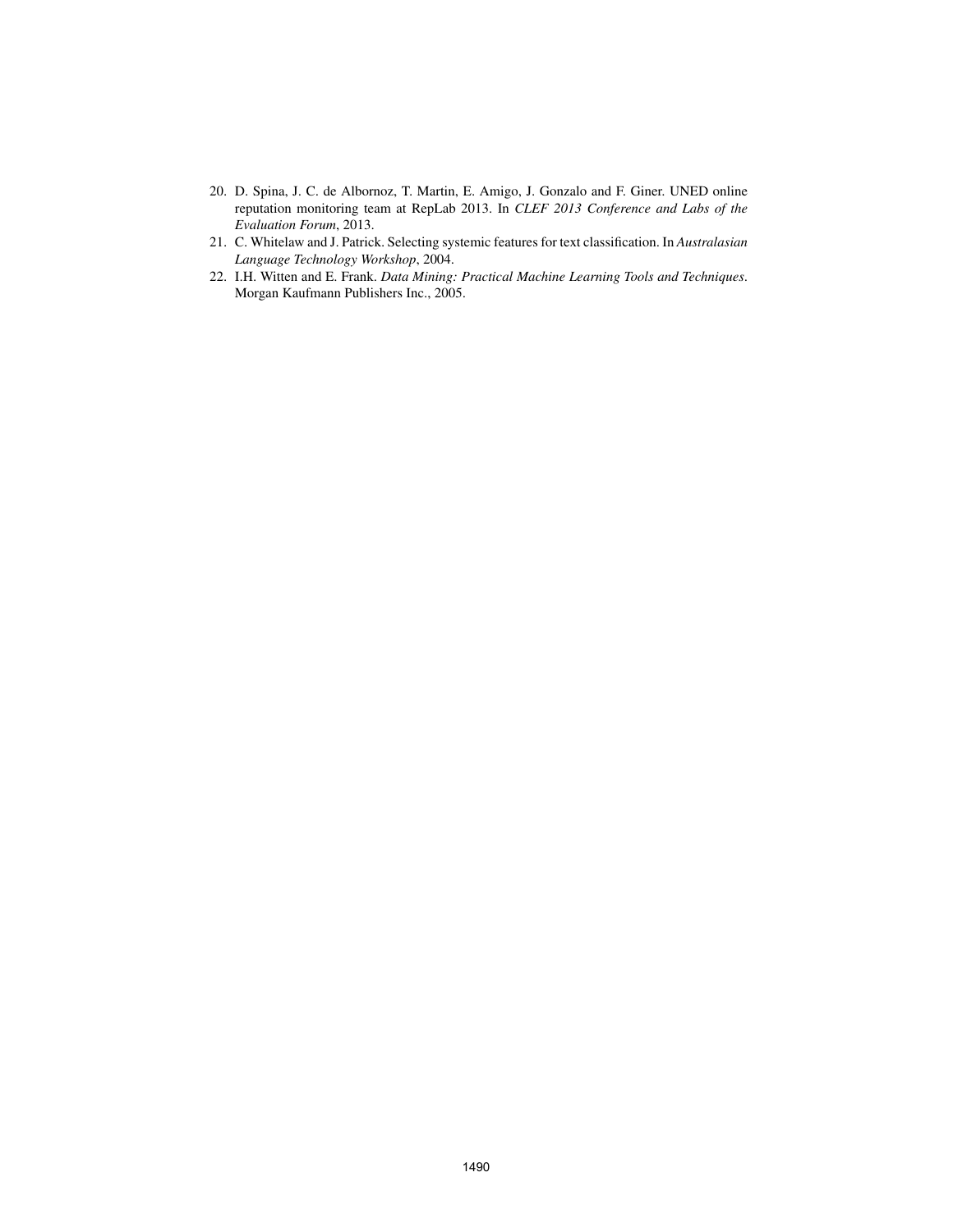20. D. Spina, J. C. de Albornoz, T. Martin, E. Amigo, J. Gonzalo and F. Giner. UNED online reputation monitoring team at RepLab 2013. In *CLEF 2013 Conference and Labs of the Evaluation Forum*, 2013.
21. C. Whitelaw and J. Patrick. Selecting systemic features for text classification. In *Australasian Language Technology Workshop*, 2004.
22. I.H. Witten and E. Frank. *Data Mining: Practical Machine Learning Tools and Techniques*. Morgan Kaufmann Publishers Inc., 2005.